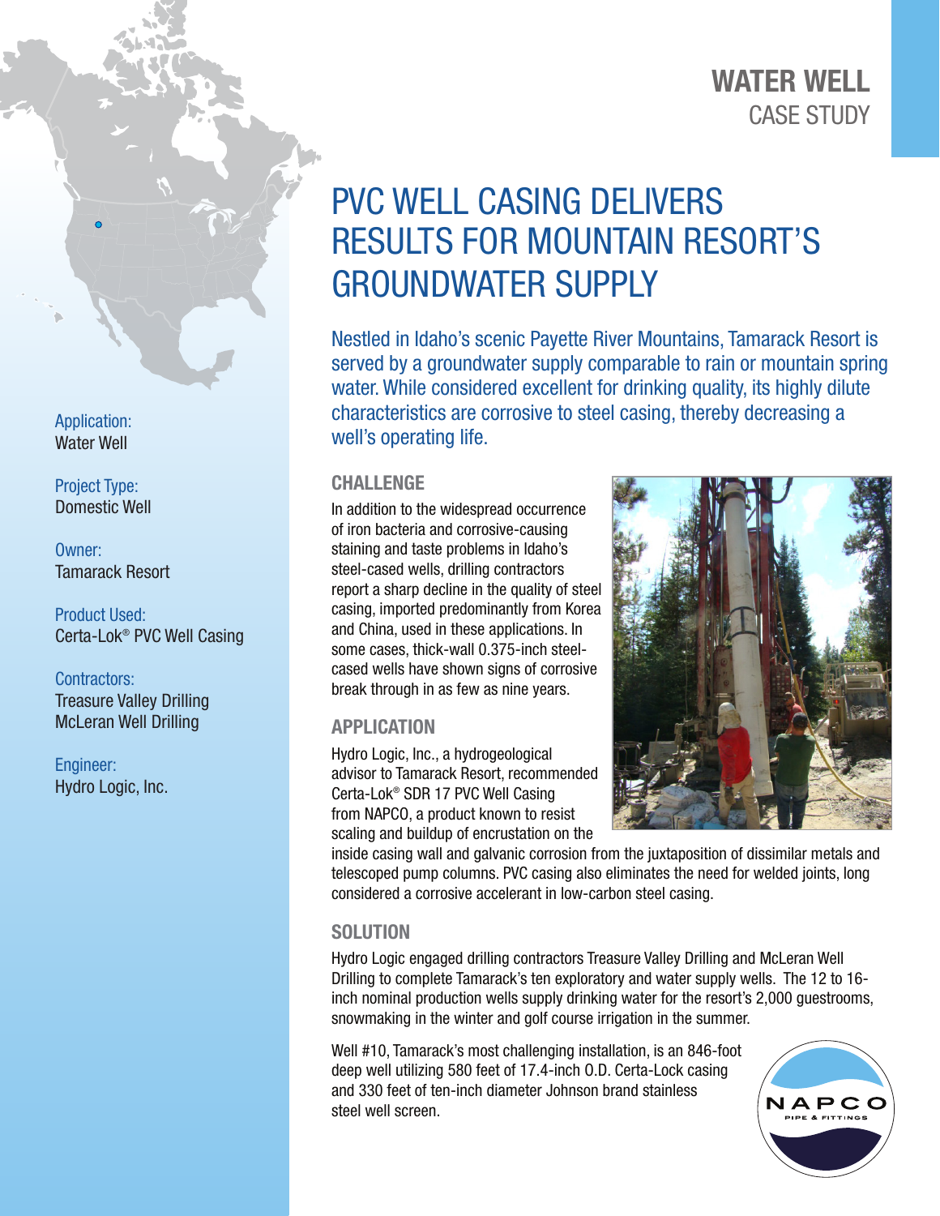**WATER WELL**
CASE STUDY

# PVC WELL CASING DELIVERS RESULTS FOR MOUNTAIN RESORT'S GROUNDWATER SUPPLY

Nestled in Idaho's scenic Payette River Mountains, Tamarack Resort is served by a groundwater supply comparable to rain or mountain spring water. While considered excellent for drinking quality, its highly dilute characteristics are corrosive to steel casing, thereby decreasing a well's operating life.

Application:
Water Well

Project Type:
Domestic Well

Owner:
Tamarack Resort

Product Used:
Certa-Lok® PVC Well Casing

Contractors:
Treasure Valley Drilling
McLeran Well Drilling

Engineer:
Hydro Logic, Inc.

## CHALLENGE

In addition to the widespread occurrence of iron bacteria and corrosive-causing staining and taste problems in Idaho's steel-cased wells, drilling contractors report a sharp decline in the quality of steel casing, imported predominantly from Korea and China, used in these applications. In some cases, thick-wall 0.375-inch steel-cased wells have shown signs of corrosive break through in as few as nine years.

## APPLICATION

Hydro Logic, Inc., a hydrogeological advisor to Tamarack Resort, recommended Certa-Lok® SDR 17 PVC Well Casing from NAPCO, a product known to resist scaling and buildup of encrustation on the inside casing wall and galvanic corrosion from the juxtaposition of dissimilar metals and telescoped pump columns. PVC casing also eliminates the need for welded joints, long considered a corrosive accelerant in low-carbon steel casing.

## SOLUTION

Hydro Logic engaged drilling contractors Treasure Valley Drilling and McLeran Well Drilling to complete Tamarack's ten exploratory and water supply wells. The 12 to 16-inch nominal production wells supply drinking water for the resort's 2,000 guestrooms, snowmaking in the winter and golf course irrigation in the summer.

Well #10, Tamarack's most challenging installation, is an 846-foot deep well utilizing 580 feet of 17.4-inch O.D. Certa-Lock casing and 330 feet of ten-inch diameter Johnson brand stainless steel well screen.

NAPCO
PIPE & FITTINGS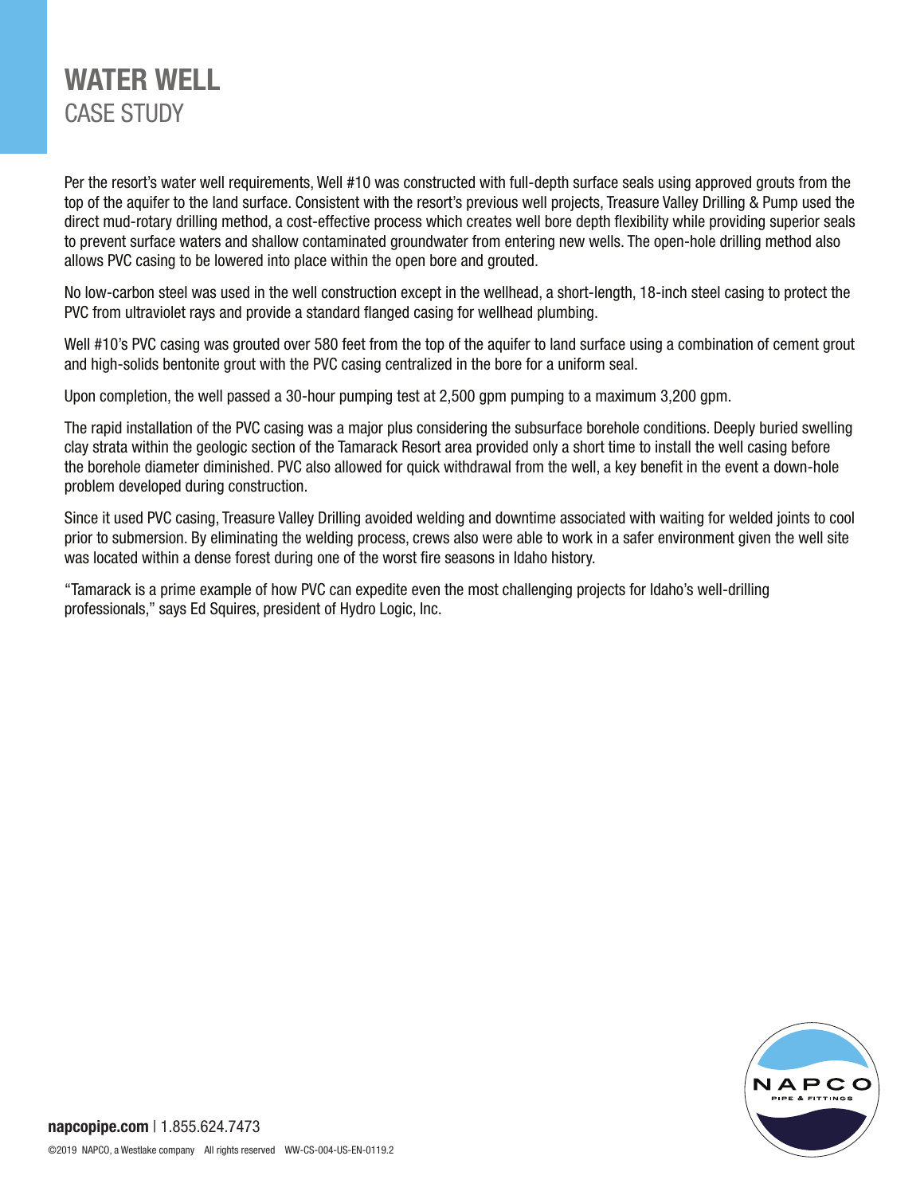# WATER WELL
CASE STUDY

Per the resort's water well requirements, Well #10 was constructed with full-depth surface seals using approved grouts from the top of the aquifer to the land surface. Consistent with the resort's previous well projects, Treasure Valley Drilling & Pump used the direct mud-rotary drilling method, a cost-effective process which creates well bore depth flexibility while providing superior seals to prevent surface waters and shallow contaminated groundwater from entering new wells. The open-hole drilling method also allows PVC casing to be lowered into place within the open bore and grouted.

No low-carbon steel was used in the well construction except in the wellhead, a short-length, 18-inch steel casing to protect the PVC from ultraviolet rays and provide a standard flanged casing for wellhead plumbing.

Well #10's PVC casing was grouted over 580 feet from the top of the aquifer to land surface using a combination of cement grout and high-solids bentonite grout with the PVC casing centralized in the bore for a uniform seal.

Upon completion, the well passed a 30-hour pumping test at 2,500 gpm pumping to a maximum 3,200 gpm.

The rapid installation of the PVC casing was a major plus considering the subsurface borehole conditions. Deeply buried swelling clay strata within the geologic section of the Tamarack Resort area provided only a short time to install the well casing before the borehole diameter diminished. PVC also allowed for quick withdrawal from the well, a key benefit in the event a down-hole problem developed during construction.

Since it used PVC casing, Treasure Valley Drilling avoided welding and downtime associated with waiting for welded joints to cool prior to submersion. By eliminating the welding process, crews also were able to work in a safer environment given the well site was located within a dense forest during one of the worst fire seasons in Idaho history.

"Tamarack is a prime example of how PVC can expedite even the most challenging projects for Idaho's well-drilling professionals," says Ed Squires, president of Hydro Logic, Inc.

**napcopipe.com** | 1.855.624.7473

©2019 NAPCO, a Westlake company All rights reserved WW-CS-004-US-EN-0119.2